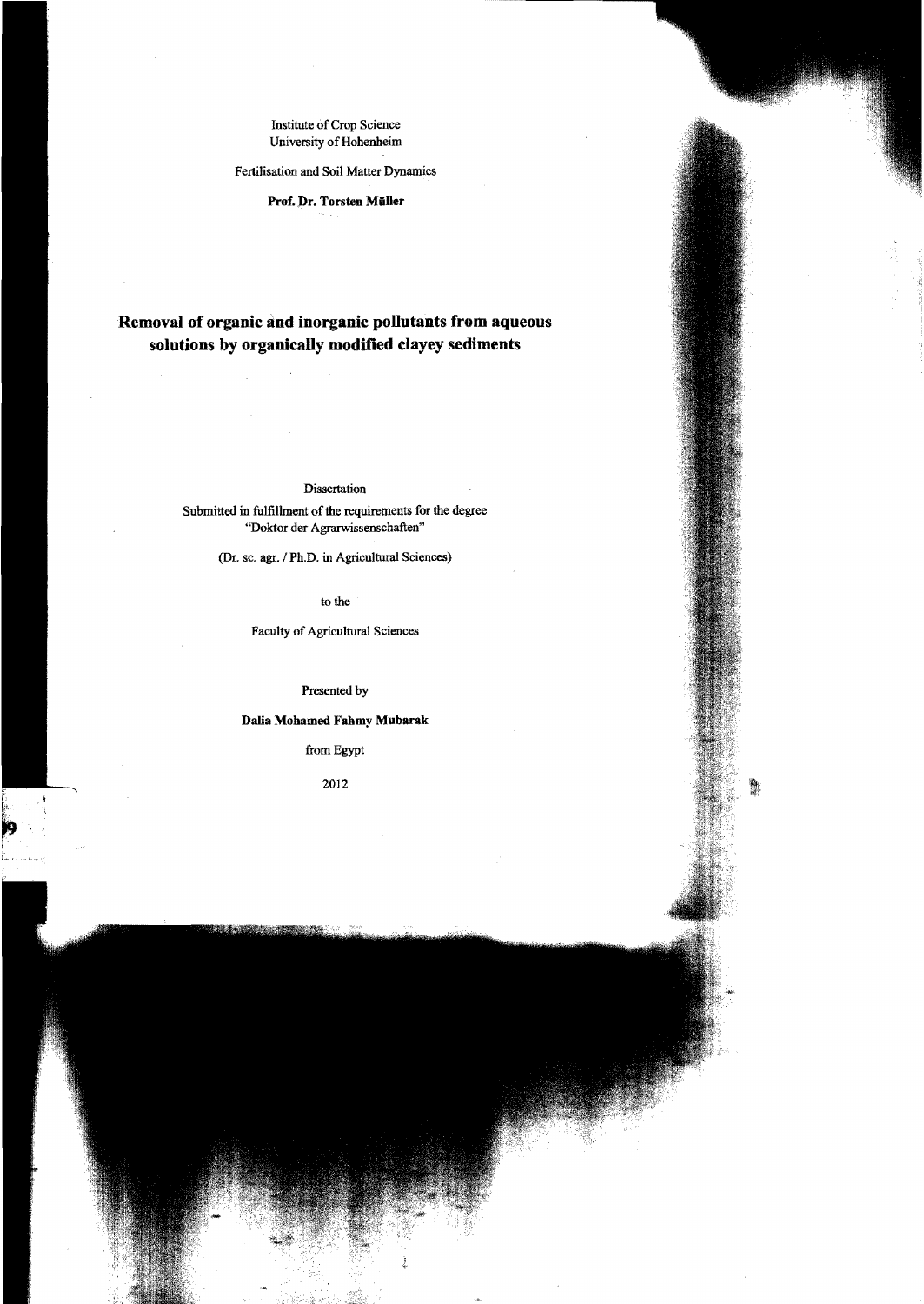Institute of Crop Science
University of Hohenheim

Fertilisation and Soil Matter Dynamics

**Prof. Dr. Torsten Müller**

# Removal of organic and inorganic pollutants from aqueous solutions by organically modified clayey sediments

Dissertation

Submitted in fulfillment of the requirements for the degree
"Doktor der Agrarwissenschaften"

(Dr. sc. agr. / Ph.D. in Agricultural Sciences)

to the

Faculty of Agricultural Sciences

Presented by

**Dalia Mohamed Fahmy Mubarak**

from Egypt

2012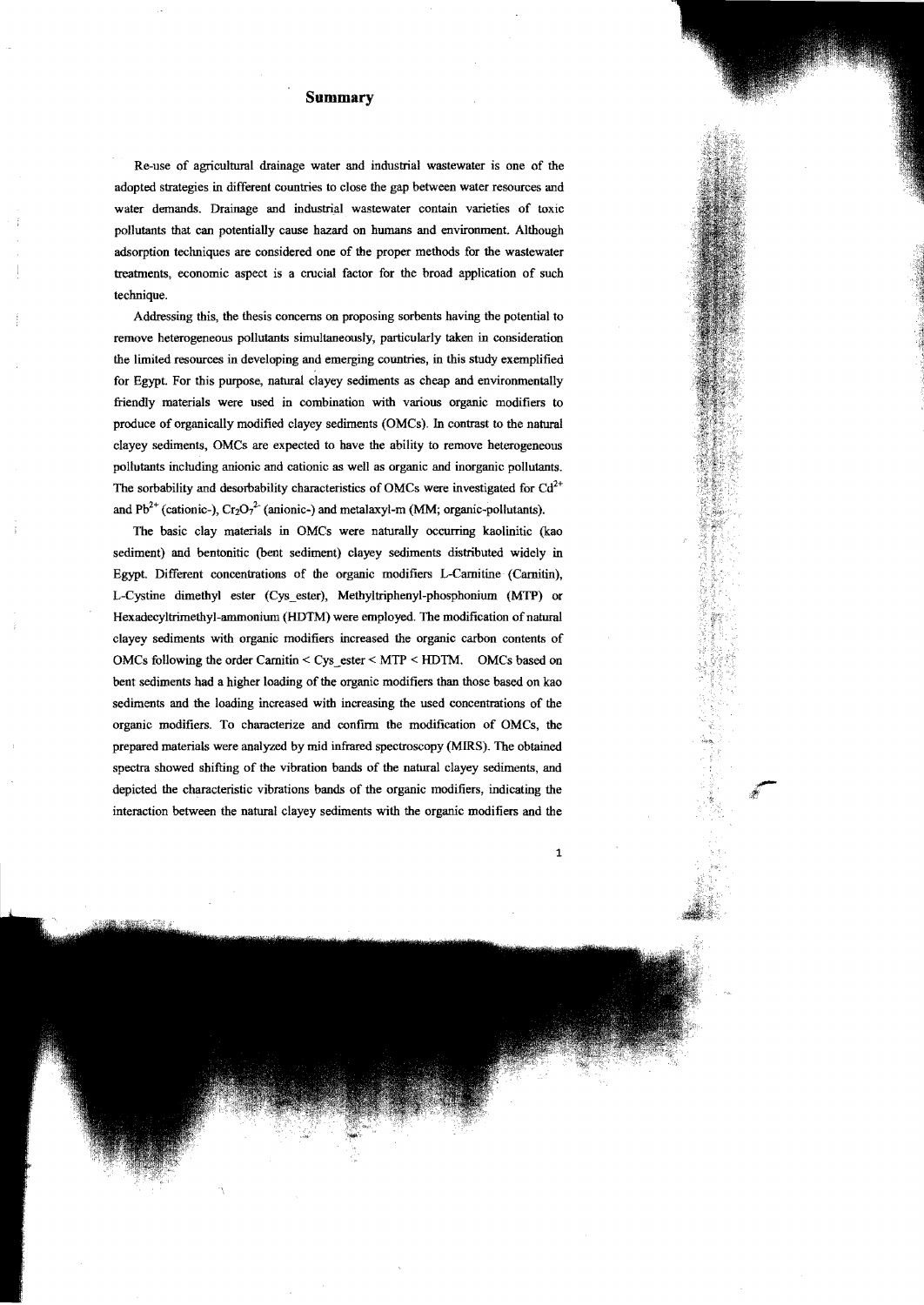# Summary

Re-use of agricultural drainage water and industrial wastewater is one of the adopted strategies in different countries to close the gap between water resources and water demands. Drainage and industrial wastewater contain varieties of toxic pollutants that can potentially cause hazard on humans and environment. Although adsorption techniques are considered one of the proper methods for the wastewater treatments, economic aspect is a crucial factor for the broad application of such technique.

Addressing this, the thesis concerns on proposing sorbents having the potential to remove heterogeneous pollutants simultaneously, particularly taken in consideration the limited resources in developing and emerging countries, in this study exemplified for Egypt. For this purpose, natural clayey sediments as cheap and environmentally friendly materials were used in combination with various organic modifiers to produce of organically modified clayey sediments (OMCs). In contrast to the natural clayey sediments, OMCs are expected to have the ability to remove heterogeneous pollutants including anionic and cationic as well as organic and inorganic pollutants. The sorbability and desorbability characteristics of OMCs were investigated for $Cd^{2+}$ and $Pb^{2+}$ (cationic-), $Cr_2O_7^{2-}$ (anionic-) and metalaxyl-m (MM; organic-pollutants).

The basic clay materials in OMCs were naturally occurring kaolinitic (kao sediment) and bentonitic (bent sediment) clayey sediments distributed widely in Egypt. Different concentrations of the organic modifiers L-Carnitine (Carnitin), L-Cystine dimethyl ester (Cys_ester), Methyltriphenyl-phosphonium (MTP) or Hexadecyltrimethyl-ammonium (HDTM) were employed. The modification of natural clayey sediments with organic modifiers increased the organic carbon contents of OMCs following the order Carnitin < Cys_ester < MTP < HDTM. OMCs based on bent sediments had a higher loading of the organic modifiers than those based on kao sediments and the loading increased with increasing the used concentrations of the organic modifiers. To characterize and confirm the modification of OMCs, the prepared materials were analyzed by mid infrared spectroscopy (MIRS). The obtained spectra showed shifting of the vibration bands of the natural clayey sediments, and depicted the characteristic vibrations bands of the organic modifiers, indicating the interaction between the natural clayey sediments with the organic modifiers and the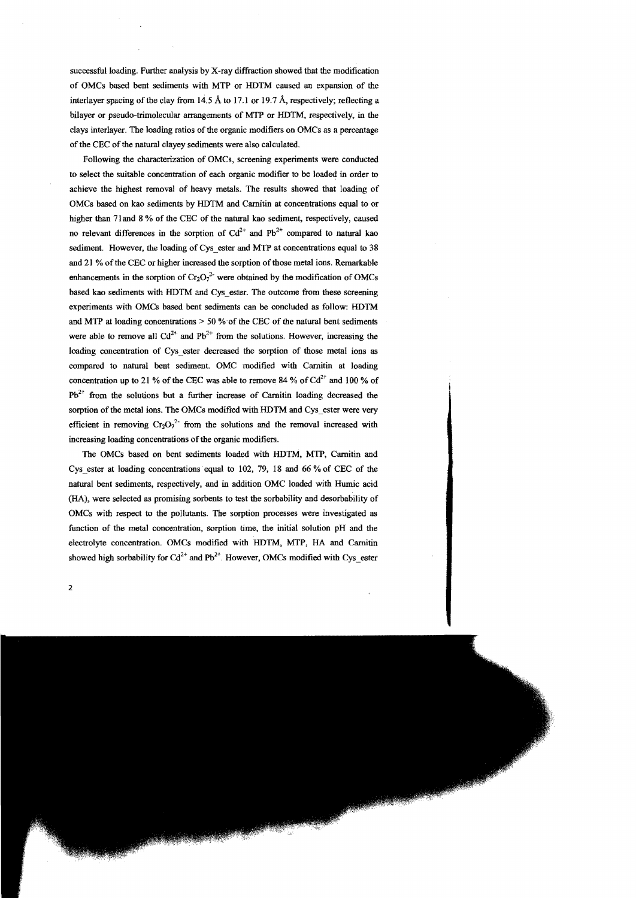successful loading. Further analysis by X-ray diffraction showed that the modification of OMCs based bent sediments with MTP or HDTM caused an expansion of the interlayer spacing of the clay from 14.5 Å to 17.1 or 19.7 Å, respectively; reflecting a bilayer or pseudo-trimolecular arrangements of MTP or HDTM, respectively, in the clays interlayer. The loading ratios of the organic modifiers on OMCs as a percentage of the CEC of the natural clayey sediments were also calculated.

Following the characterization of OMCs, screening experiments were conducted to select the suitable concentration of each organic modifier to be loaded in order to achieve the highest removal of heavy metals. The results showed that loading of OMCs based on kao sediments by HDTM and Carnitin at concentrations equal to or higher than 71and 8 % of the CEC of the natural kao sediment, respectively, caused no relevant differences in the sorption of $Cd^{2+}$ and $Pb^{2+}$ compared to natural kao sediment. However, the loading of Cys_ester and MTP at concentrations equal to 38 and 21 % of the CEC or higher increased the sorption of those metal ions. Remarkable enhancements in the sorption of $Cr_2O_7^{2-}$ were obtained by the modification of OMCs based kao sediments with HDTM and Cys_ester. The outcome from these screening experiments with OMCs based bent sediments can be concluded as follow: HDTM and MTP at loading concentrations > 50 % of the CEC of the natural bent sediments were able to remove all $Cd^{2+}$ and $Pb^{2+}$ from the solutions. However, increasing the loading concentration of Cys_ester decreased the sorption of those metal ions as compared to natural bent sediment. OMC modified with Carnitin at loading concentration up to 21 % of the CEC was able to remove 84 % of $Cd^{2+}$ and 100 % of $Pb^{2+}$ from the solutions but a further increase of Carnitin loading decreased the sorption of the metal ions. The OMCs modified with HDTM and Cys_ester were very efficient in removing $Cr_2O_7^{2-}$ from the solutions and the removal increased with increasing loading concentrations of the organic modifiers.

The OMCs based on bent sediments loaded with HDTM, MTP, Carnitin and Cys_ester at loading concentrations equal to 102, 79, 18 and 66 % of CEC of the natural bent sediments, respectively, and in addition OMC loaded with Humic acid (HA), were selected as promising sorbents to test the sorbability and desorbability of OMCs with respect to the pollutants. The sorption processes were investigated as function of the metal concentration, sorption time, the initial solution pH and the electrolyte concentration. OMCs modified with HDTM, MTP, HA and Carnitin showed high sorbability for $Cd^{2+}$ and $Pb^{2+}$. However, OMCs modified with Cys_ester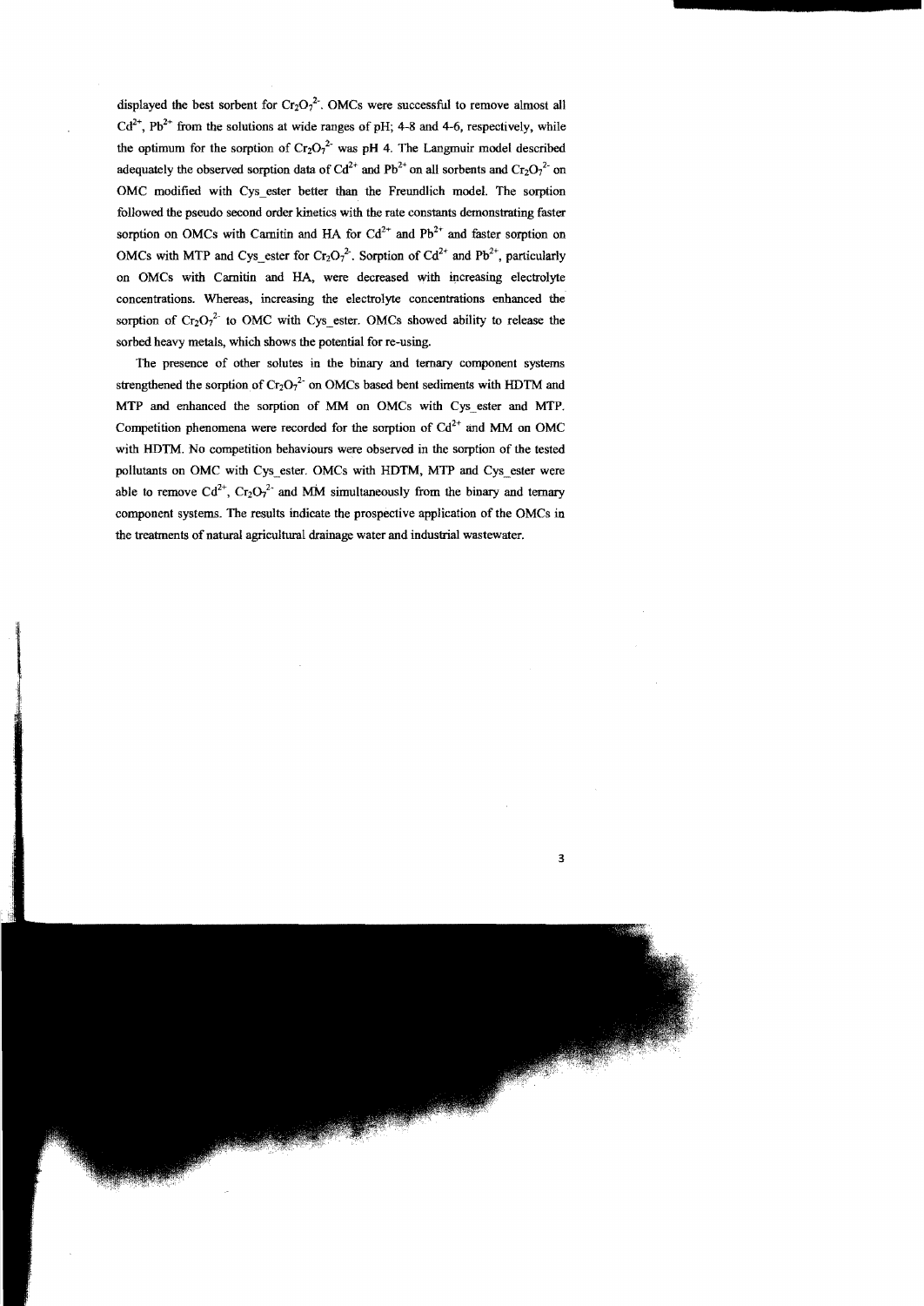displayed the best sorbent for $Cr_2O_7^{2-}$. OMCs were successful to remove almost all $Cd^{2+}$, $Pb^{2+}$ from the solutions at wide ranges of pH; 4-8 and 4-6, respectively, while the optimum for the sorption of $Cr_2O_7^{2-}$ was pH 4. The Langmuir model described adequately the observed sorption data of $Cd^{2+}$ and $Pb^{2+}$ on all sorbents and $Cr_2O_7^{2-}$ on OMC modified with Cys_ester better than the Freundlich model. The sorption followed the pseudo second order kinetics with the rate constants demonstrating faster sorption on OMCs with Carnitin and HA for $Cd^{2+}$ and $Pb^{2+}$ and faster sorption on OMCs with MTP and Cys_ester for $Cr_2O_7^{2-}$. Sorption of $Cd^{2+}$ and $Pb^{2+}$, particularly on OMCs with Carnitin and HA, were decreased with increasing electrolyte concentrations. Whereas, increasing the electrolyte concentrations enhanced the sorption of $Cr_2O_7^{2-}$ to OMC with Cys_ester. OMCs showed ability to release the sorbed heavy metals, which shows the potential for re-using.

The presence of other solutes in the binary and ternary component systems strengthened the sorption of $Cr_2O_7^{2-}$ on OMCs based bent sediments with HDTM and MTP and enhanced the sorption of MM on OMCs with Cys_ester and MTP. Competition phenomena were recorded for the sorption of $Cd^{2+}$ and MM on OMC with HDTM. No competition behaviours were observed in the sorption of the tested pollutants on OMC with Cys_ester. OMCs with HDTM, MTP and Cys_ester were able to remove $Cd^{2+}$, $Cr_2O_7^{2-}$ and MM simultaneously from the binary and ternary component systems. The results indicate the prospective application of the OMCs in the treatments of natural agricultural drainage water and industrial wastewater.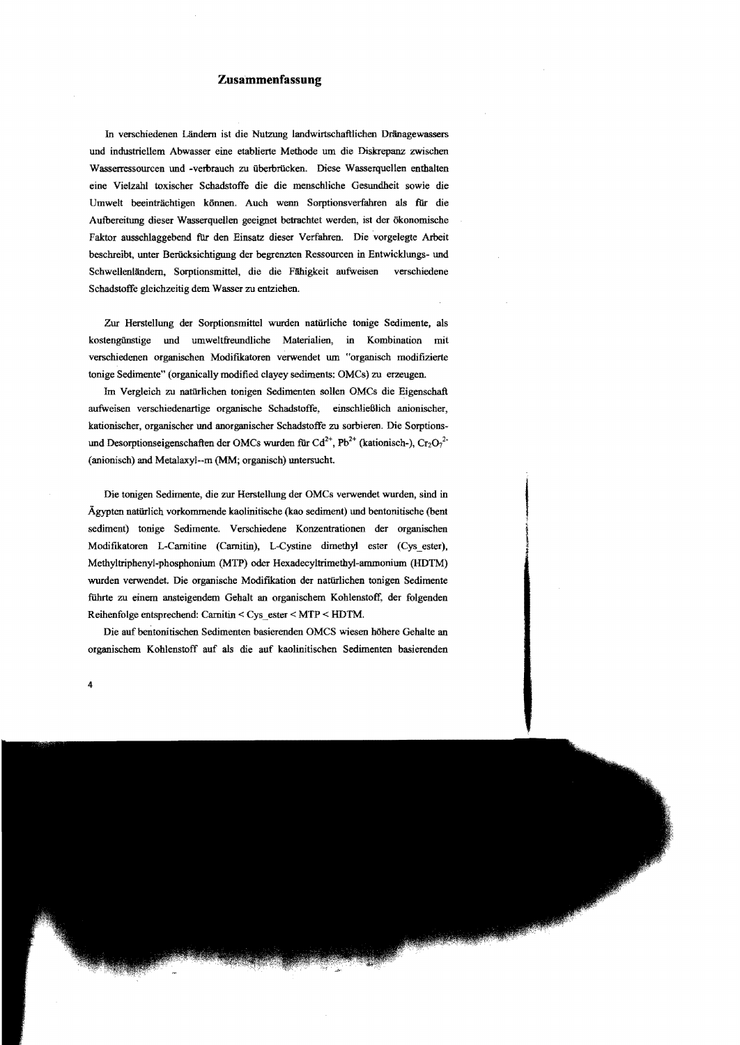# Zusammenfassung

In verschiedenen Ländern ist die Nutzung landwirtschaftlichen Dränagewassers und industriellem Abwasser eine etablierte Methode um die Diskrepanz zwischen Wasserressourcen und -verbrauch zu überbrücken. Diese Wasserquellen enthalten eine Vielzahl toxischer Schadstoffe die die menschliche Gesundheit sowie die Umwelt beeinträchtigen können. Auch wenn Sorptionsverfahren als für die Aufbereitung dieser Wasserquellen geeignet betrachtet werden, ist der ökonomische Faktor ausschlaggebend für den Einsatz dieser Verfahren. Die vorgelegte Arbeit beschreibt, unter Berücksichtigung der begrenzten Ressourcen in Entwicklungs- und Schwellenländern, Sorptionsmittel, die die Fähigkeit aufweisen verschiedene Schadstoffe gleichzeitig dem Wasser zu entziehen.

Zur Herstellung der Sorptionsmittel wurden natürliche tonige Sedimente, als kostengünstige und umweltfreundliche Materialien, in Kombination mit verschiedenen organischen Modifikatoren verwendet um "organisch modifizierte tonige Sedimente" (organically modified clayey sediments: OMCs) zu erzeugen.

Im Vergleich zu natürlichen tonigen Sedimenten sollen OMCs die Eigenschaft aufweisen verschiedenartige organische Schadstoffe, einschließlich anionischer, kationischer, organischer und anorganischer Schadstoffe zu sorbieren. Die Sorptions- und Desorptionseigenschaften der OMCs wurden für $Cd^{2+}$, $Pb^{2+}$ (kationisch-), $Cr_2O_7^{2-}$ (anionisch) and Metalaxyl--m (MM; organisch) untersucht.

Die tonigen Sedimente, die zur Herstellung der OMCs verwendet wurden, sind in Ägypten natürlich vorkommende kaolinitische (kao sediment) und bentonitische (bent sediment) tonige Sedimente. Verschiedene Konzentrationen der organischen Modifikatoren L-Carnitine (Carnitin), L-Cystine dimethyl ester (Cys_ester), Methyltriphenyl-phosphonium (MTP) oder Hexadecyltrimethyl-ammonium (HDTM) wurden verwendet. Die organische Modifikation der natürlichen tonigen Sedimente führte zu einem ansteigendem Gehalt an organischem Kohlenstoff, der folgenden Reihenfolge entsprechend: Carnitin < Cys_ester < MTP < HDTM.

Die auf bentonitischen Sedimenten basierenden OMCS wiesen höhere Gehalte an organischem Kohlenstoff auf als die auf kaolinitischen Sedimenten basierenden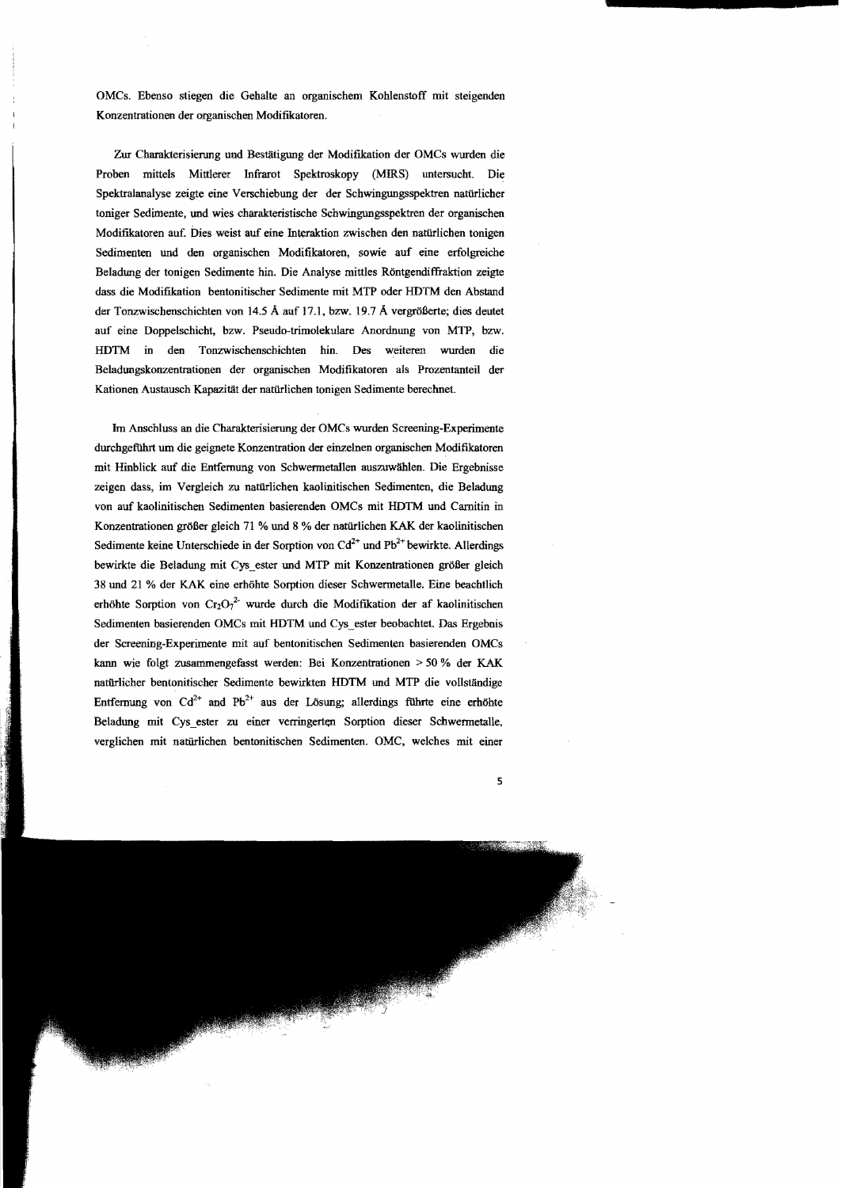OMCs. Ebenso stiegen die Gehalte an organischem Kohlenstoff mit steigenden Konzentrationen der organischen Modifikatoren.

Zur Charakterisierung und Bestätigung der Modifikation der OMCs wurden die Proben mittels Mittlerer Infrarot Spektroskopy (MIRS) untersucht. Die Spektralanalyse zeigte eine Verschiebung der der Schwingungsspektren natürlicher toniger Sedimente, und wies charakteristische Schwingungsspektren der organischen Modifikatoren auf. Dies weist auf eine Interaktion zwischen den natürlichen tonigen Sedimenten und den organischen Modifikatoren, sowie auf eine erfolgreiche Beladung der tonigen Sedimente hin. Die Analyse mittles Röntgendiffraktion zeigte dass die Modifikation bentonitischer Sedimente mit MTP oder HDTM den Abstand der Tonzwischenschichten von 14.5 Å auf 17.1, bzw. 19.7 Å vergrößerte; dies deutet auf eine Doppelschicht, bzw. Pseudo-trimolekulare Anordnung von MTP, bzw. HDTM in den Tonzwischenschichten hin. Des weiteren wurden die Beladungskonzentrationen der organischen Modifikatoren als Prozentanteil der Kationen Austausch Kapazität der natürlichen tonigen Sedimente berechnet.

Im Anschluss an die Charakterisierung der OMCs wurden Screening-Experimente durchgeführt um die geeignete Konzentration der einzelnen organischen Modifikatoren mit Hinblick auf die Entfernung von Schwermetallen auszuwählen. Die Ergebnisse zeigen dass, im Vergleich zu natürlichen kaolinitischen Sedimenten, die Beladung von auf kaolinitischen Sedimenten basierenden OMCs mit HDTM und Carnitin in Konzentrationen größer gleich 71 % und 8 % der natürlichen KAK der kaolinitischen Sedimente keine Unterschiede in der Sorption von $Cd^{2+}$ und $Pb^{2+}$ bewirkte. Allerdings bewirkte die Beladung mit Cys_ester und MTP mit Konzentrationen größer gleich 38 und 21 % der KAK eine erhöhte Sorption dieser Schwermetalle. Eine beachtlich erhöhte Sorption von $Cr_2O_7^{2-}$ wurde durch die Modifikation der af kaolinitischen Sedimenten basierenden OMCs mit HDTM und Cys_ester beobachtet. Das Ergebnis der Screening-Experimente mit auf bentonitischen Sedimenten basierenden OMCs kann wie folgt zusammengefasst werden: Bei Konzentrationen > 50 % der KAK natürlicher bentonitischer Sedimente bewirkten HDTM und MTP die vollständige Entfernung von $Cd^{2+}$ and $Pb^{2+}$ aus der Lösung; allerdings führte eine erhöhte Beladung mit Cys_ester zu einer verringerten Sorption dieser Schwermetalle, verglichen mit natürlichen bentonitischen Sedimenten. OMC, welches mit einer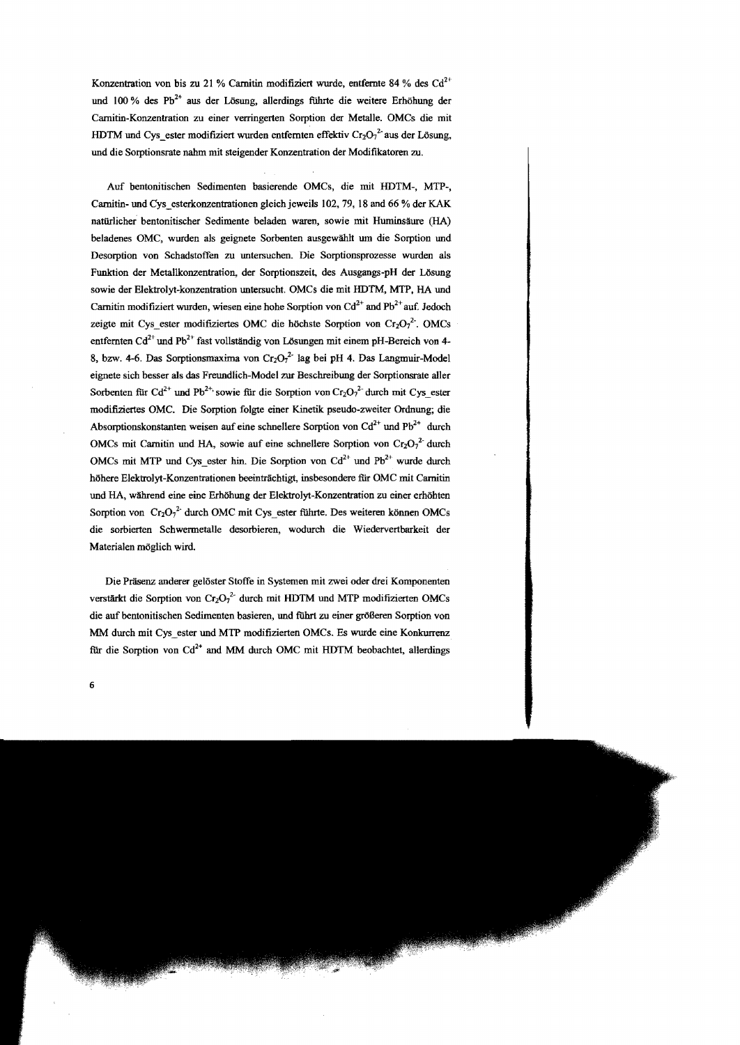Konzentration von bis zu 21 % Carnitin modifiziert wurde, entfernte 84 % des $Cd^{2+}$ und 100 % des $Pb^{2+}$ aus der Lösung, allerdings führte die weitere Erhöhung der Carnitin-Konzentration zu einer verringerten Sorption der Metalle. OMCs die mit HDTM und Cys_ester modifiziert wurden entfernten effektiv $Cr_2O_7^{2-}$ aus der Lösung, und die Sorptionsrate nahm mit steigender Konzentration der Modifikatoren zu.

Auf bentonitischen Sedimenten basierende OMCs, die mit HDTM-, MTP-, Carnitin- und Cys_esterkonzentrationen gleich jeweils 102, 79, 18 and 66 % der KAK natürlicher bentonitischer Sedimente beladen waren, sowie mit Huminsäure (HA) beladenes OMC, wurden als geeignete Sorbenten ausgewählt um die Sorption und Desorption von Schadstoffen zu untersuchen. Die Sorptionsprozesse wurden als Funktion der Metallkonzentration, der Sorptionszeit, des Ausgangs-pH der Lösung sowie der Elektrolyt-konzentration untersucht. OMCs die mit HDTM, MTP, HA und Carnitin modifiziert wurden, wiesen eine hohe Sorption von $Cd^{2+}$ and $Pb^{2+}$ auf. Jedoch zeigte mit Cys_ester modifiziertes OMC die höchste Sorption von $Cr_2O_7^{2-}$. OMCs entfernten $Cd^{2+}$ und $Pb^{2+}$ fast vollständig von Lösungen mit einem pH-Bereich von 4-8, bzw. 4-6. Das Sorptionsmaxima von $Cr_2O_7^{2-}$ lag bei pH 4. Das Langmuir-Model eignete sich besser als das Freundlich-Model zur Beschreibung der Sorptionsrate aller Sorbenten für $Cd^{2+}$ und $Pb^{2+}$, sowie für die Sorption von $Cr_2O_7^{2-}$ durch mit Cys_ester modifiziertes OMC. Die Sorption folgte einer Kinetik pseudo-zweiter Ordnung; die Absorptionskonstanten weisen auf eine schnellere Sorption von $Cd^{2+}$ und $Pb^{2+}$ durch OMCs mit Carnitin und HA, sowie auf eine schnellere Sorption von $Cr_2O_7^{2-}$ durch OMCs mit MTP und Cys_ester hin. Die Sorption von $Cd^{2+}$ und $Pb^{2+}$ wurde durch höhere Elektrolyt-Konzentrationen beeinträchtigt, insbesondere für OMC mit Carnitin und HA, während eine eine Erhöhung der Elektrolyt-Konzentration zu einer erhöhten Sorption von $Cr_2O_7^{2-}$ durch OMC mit Cys_ester führte. Des weiteren können OMCs die sorbierten Schwermetalle desorbieren, wodurch die Wiedervertbarkeit der Materialen möglich wird.

Die Präsenz anderer gelöster Stoffe in Systemen mit zwei oder drei Komponenten verstärkt die Sorption von $Cr_2O_7^{2-}$ durch mit HDTM und MTP modifizierten OMCs die auf bentonitischen Sedimenten basieren, und führt zu einer größeren Sorption von MM durch mit Cys_ester und MTP modifizierten OMCs. Es wurde eine Konkurrenz für die Sorption von $Cd^{2+}$ and MM durch OMC mit HDTM beobachtet, allerdings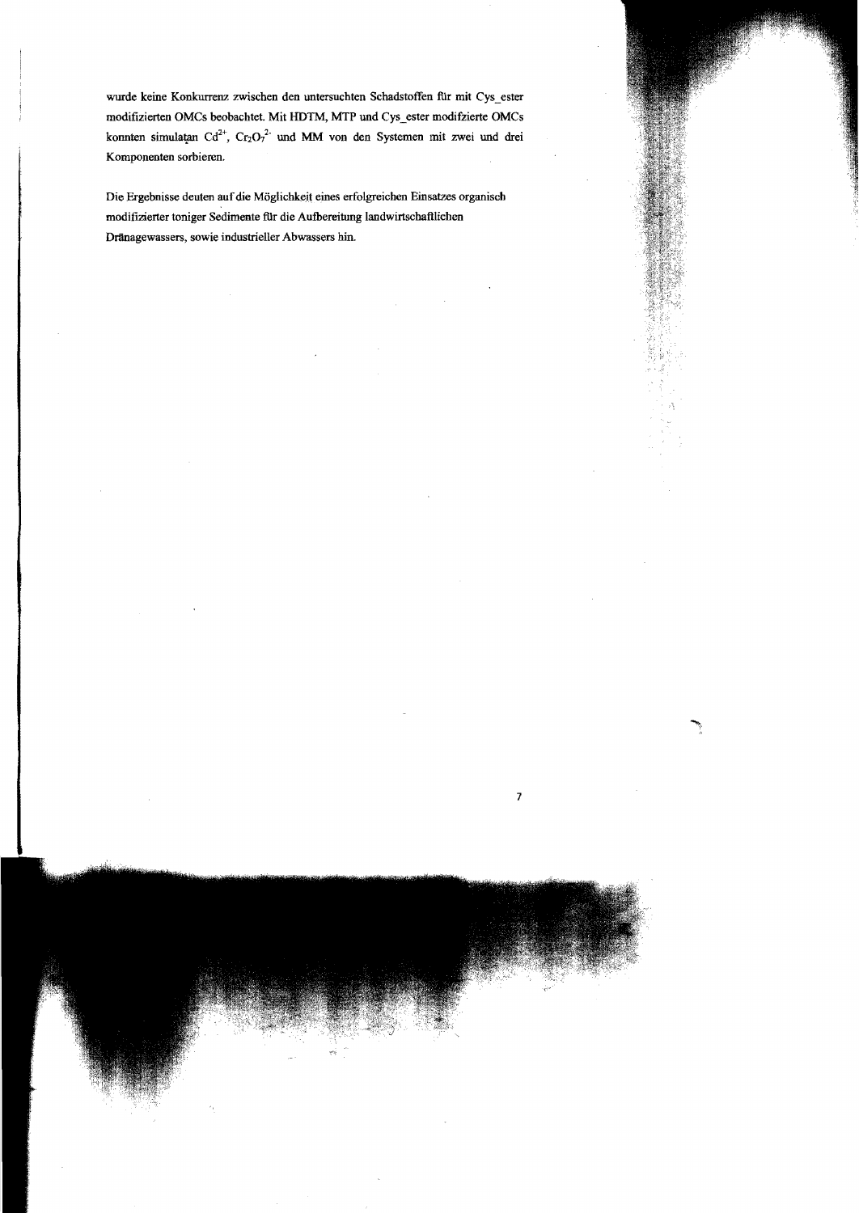wurde keine Konkurrenz zwischen den untersuchten Schadstoffen für mit Cys_ester modifizierten OMCs beobachtet. Mit HDTM, MTP und Cys_ester modifzierte OMCs konnten simulatan $Cd^{2+}$, $Cr_2O_7^{2-}$ und MM von den Systemen mit zwei und drei Komponenten sorbieren.

Die Ergebnisse deuten auf die Möglichkeit eines erfolgreichen Einsatzes organisch modifizierter toniger Sedimente für die Aufbereitung landwirtschaftlichen Dränagewassers, sowie industrieller Abwassers hin.